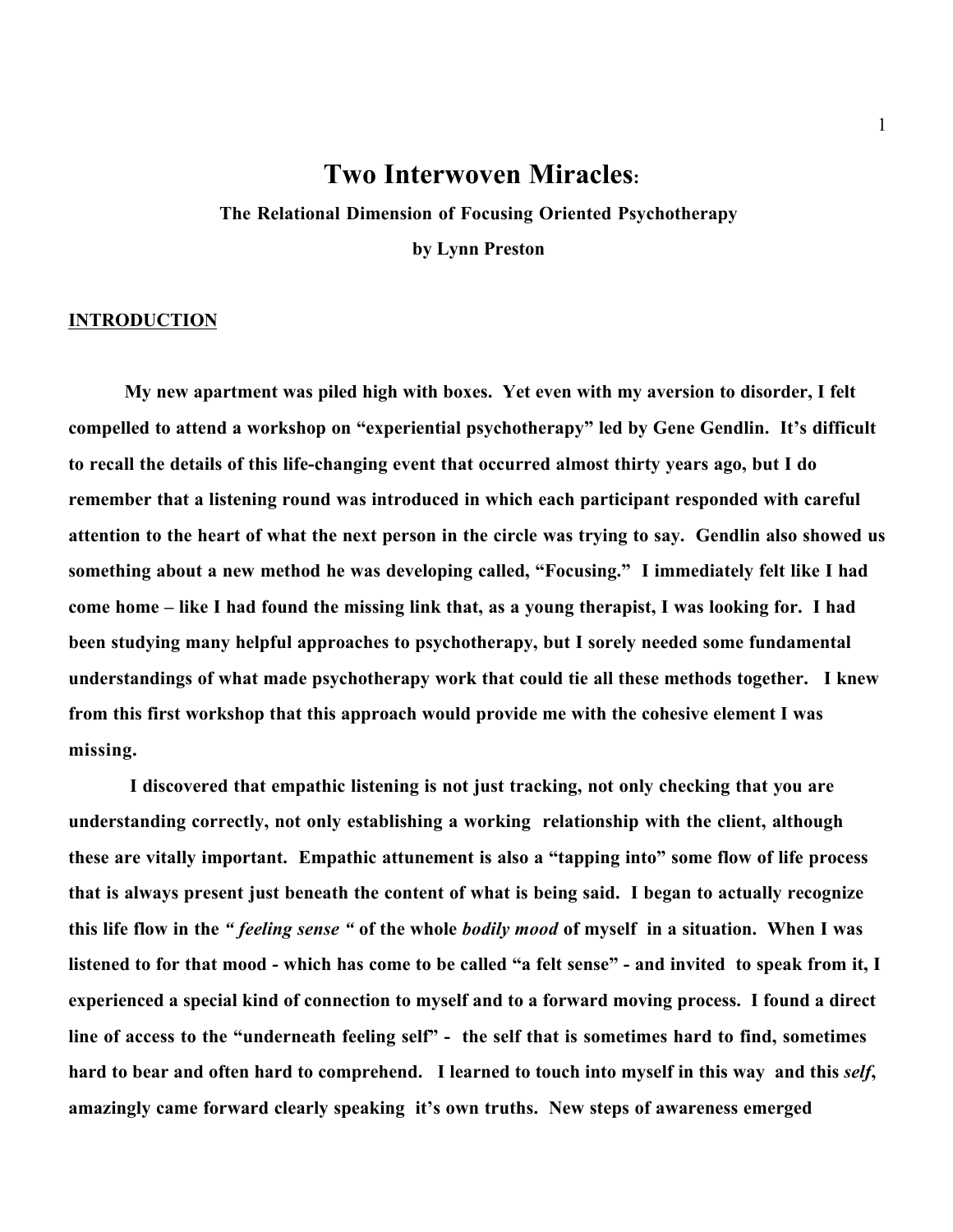# Two Interwoven Miracles:

### The Relational Dimension of Focusing Oriented Psychotherapy

### by Lynn Preston

## INTRODUCTION

**My new apartment was piled high with boxes. Yet even with my aversion to disorder, I felt compelled to attend a workshop on "experiential psychotherapy" led by Gene Gendlin. It's difficult to recall the details of this life-changing event that occurred almost thirty years ago, but I do remember that a listening round was introduced in which each participant responded with careful attention to the heart of what the next person in the circle was trying to say. Gendlin also showed us something about a new method he was developing called, "Focusing." I immediately felt like I had come home – like I had found the missing link that, as a young therapist, I was looking for. I had been studying many helpful approaches to psychotherapy, but I sorely needed some fundamental understandings of what made psychotherapy work that could tie all these methods together. I knew from this first workshop that this approach would provide me with the cohesive element I was missing.**

**I discovered that empathic listening is not just tracking, not only checking that you are understanding correctly, not only establishing a working relationship with the client, although these are vitally important. Empathic attunement is also a "tapping into" some flow of life process that is always present just beneath the content of what is being said. I began to actually recognize this life flow in the "*feeling sense*" of the whole *bodily mood* of myself in a situation. When I was listened to for that mood - which has come to be called "a felt sense" - and invited to speak from it, I experienced a special kind of connection to myself and to a forward moving process. I found a direct line of access to the "underneath feeling self" - the self that is sometimes hard to find, sometimes hard to bear and often hard to comprehend. I learned to touch into myself in this way and this *self*, amazingly came forward clearly speaking it's own truths. New steps of awareness emerged**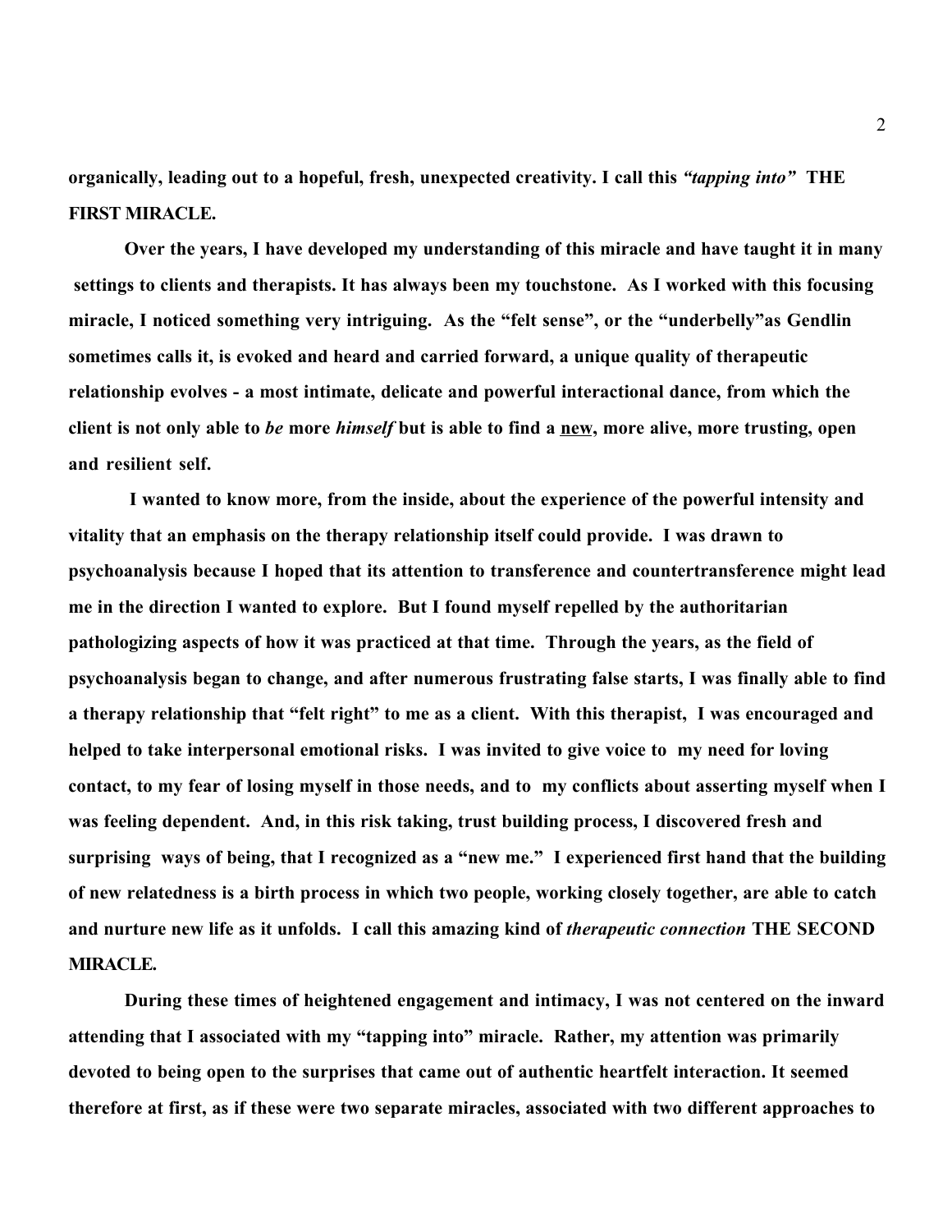**organically, leading out to a hopeful, fresh, unexpected creativity. I call this *"tapping into"* THE FIRST MIRACLE.**

**Over the years, I have developed my understanding of this miracle and have taught it in many settings to clients and therapists. It has always been my touchstone. As I worked with this focusing miracle, I noticed something very intriguing. As the "felt sense", or the "underbelly"as Gendlin sometimes calls it, is evoked and heard and carried forward, a unique quality of therapeutic relationship evolves - a most intimate, delicate and powerful interactional dance, from which the client is not only able to *be* more *himself* but is able to find a <u>new</u>, more alive, more trusting, open and resilient self.**

**I wanted to know more, from the inside, about the experience of the powerful intensity and vitality that an emphasis on the therapy relationship itself could provide. I was drawn to psychoanalysis because I hoped that its attention to transference and countertransference might lead me in the direction I wanted to explore. But I found myself repelled by the authoritarian pathologizing aspects of how it was practiced at that time. Through the years, as the field of psychoanalysis began to change, and after numerous frustrating false starts, I was finally able to find a therapy relationship that "felt right" to me as a client. With this therapist, I was encouraged and helped to take interpersonal emotional risks. I was invited to give voice to my need for loving contact, to my fear of losing myself in those needs, and to my conflicts about asserting myself when I was feeling dependent. And, in this risk taking, trust building process, I discovered fresh and surprising ways of being, that I recognized as a "new me." I experienced first hand that the building of new relatedness is a birth process in which two people, working closely together, are able to catch and nurture new life as it unfolds. I call this amazing kind of *therapeutic connection* THE SECOND MIRACLE.**

**During these times of heightened engagement and intimacy, I was not centered on the inward attending that I associated with my "tapping into" miracle. Rather, my attention was primarily devoted to being open to the surprises that came out of authentic heartfelt interaction. It seemed therefore at first, as if these were two separate miracles, associated with two different approaches to**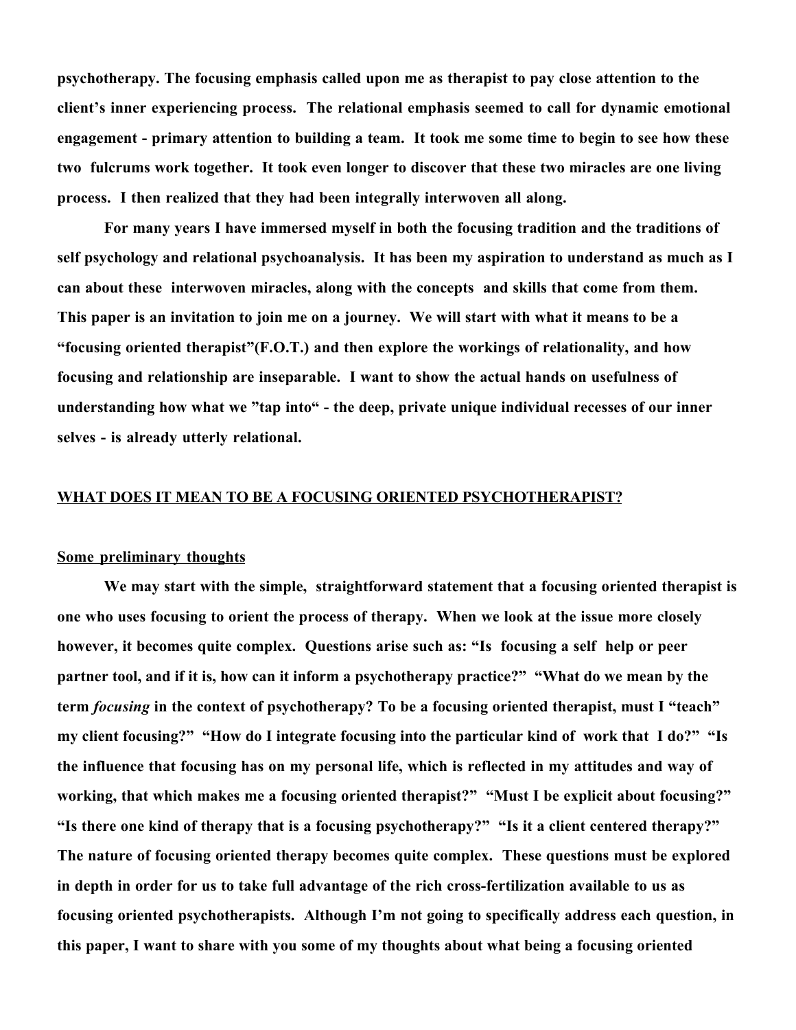**psychotherapy. The focusing emphasis called upon me as therapist to pay close attention to the client's inner experiencing process. The relational emphasis seemed to call for dynamic emotional engagement - primary attention to building a team. It took me some time to begin to see how these two fulcrums work together. It took even longer to discover that these two miracles are one living process. I then realized that they had been integrally interwoven all along.**

**For many years I have immersed myself in both the focusing tradition and the traditions of self psychology and relational psychoanalysis. It has been my aspiration to understand as much as I can about these interwoven miracles, along with the concepts and skills that come from them. This paper is an invitation to join me on a journey. We will start with what it means to be a "focusing oriented therapist"(F.O.T.) and then explore the workings of relationality, and how focusing and relationship are inseparable. I want to show the actual hands on usefulness of understanding how what we "tap into" - the deep, private unique individual recesses of our inner selves - is already utterly relational.**

## WHAT DOES IT MEAN TO BE A FOCUSING ORIENTED PSYCHOTHERAPIST?

### Some preliminary thoughts

**We may start with the simple, straightforward statement that a focusing oriented therapist is one who uses focusing to orient the process of therapy. When we look at the issue more closely however, it becomes quite complex. Questions arise such as: "Is focusing a self help or peer partner tool, and if it is, how can it inform a psychotherapy practice?" "What do we mean by the term *focusing* in the context of psychotherapy? To be a focusing oriented therapist, must I "teach" my client focusing?" "How do I integrate focusing into the particular kind of work that I do?" "Is the influence that focusing has on my personal life, which is reflected in my attitudes and way of working, that which makes me a focusing oriented therapist?" "Must I be explicit about focusing?" "Is there one kind of therapy that is a focusing psychotherapy?" "Is it a client centered therapy?" The nature of focusing oriented therapy becomes quite complex. These questions must be explored in depth in order for us to take full advantage of the rich cross-fertilization available to us as focusing oriented psychotherapists. Although I'm not going to specifically address each question, in this paper, I want to share with you some of my thoughts about what being a focusing oriented**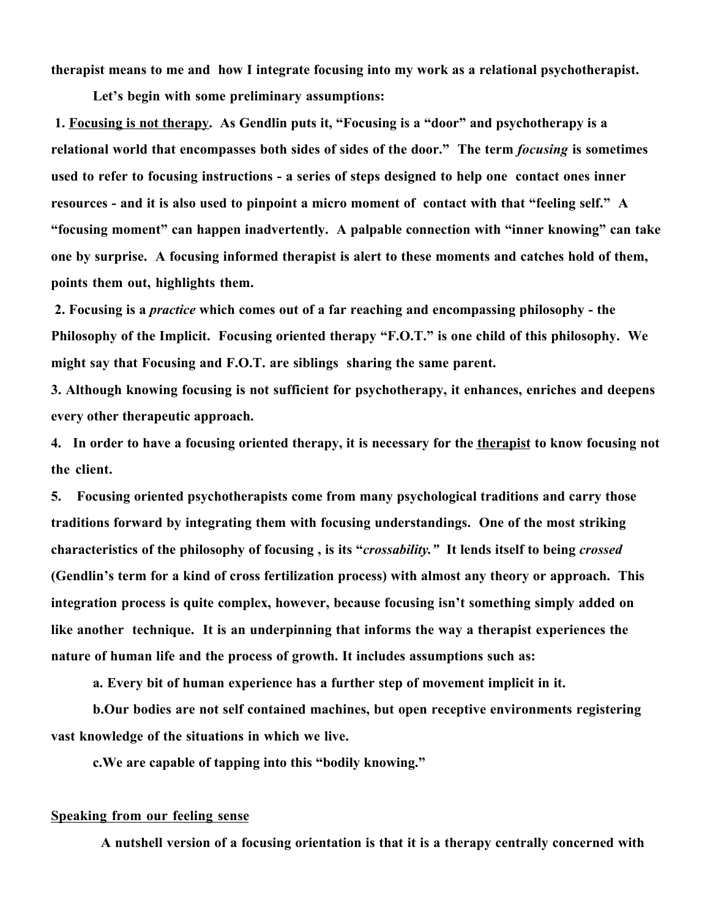therapist means to me and how I integrate focusing into my work as a relational psychotherapist.

Let's begin with some preliminary assumptions:

1. Focusing is not therapy. As Gendlin puts it, "Focusing is a "door" and psychotherapy is a relational world that encompasses both sides of sides of the door." The term *focusing* is sometimes used to refer to focusing instructions - a series of steps designed to help one contact ones inner resources - and it is also used to pinpoint a micro moment of contact with that "feeling self." A "focusing moment" can happen inadvertently. A palpable connection with "inner knowing" can take one by surprise. A focusing informed therapist is alert to these moments and catches hold of them, points them out, highlights them.

2. Focusing is a *practice* which comes out of a far reaching and encompassing philosophy - the Philosophy of the Implicit. Focusing oriented therapy "F.O.T." is one child of this philosophy. We might say that Focusing and F.O.T. are siblings sharing the same parent.

3. Although knowing focusing is not sufficient for psychotherapy, it enhances, enriches and deepens every other therapeutic approach.

4. In order to have a focusing oriented therapy, it is necessary for the therapist to know focusing not the client.

5. Focusing oriented psychotherapists come from many psychological traditions and carry those traditions forward by integrating them with focusing understandings. One of the most striking characteristics of the philosophy of focusing , is its "*crossability."* It lends itself to being *crossed* (Gendlin's term for a kind of cross fertilization process) with almost any theory or approach. This integration process is quite complex, however, because focusing isn't something simply added on like another technique. It is an underpinning that informs the way a therapist experiences the nature of human life and the process of growth. It includes assumptions such as:

a. Every bit of human experience has a further step of movement implicit in it.

b.Our bodies are not self contained machines, but open receptive environments registering vast knowledge of the situations in which we live.

c.We are capable of tapping into this "bodily knowing."

## Speaking from our feeling sense

A nutshell version of a focusing orientation is that it is a therapy centrally concerned with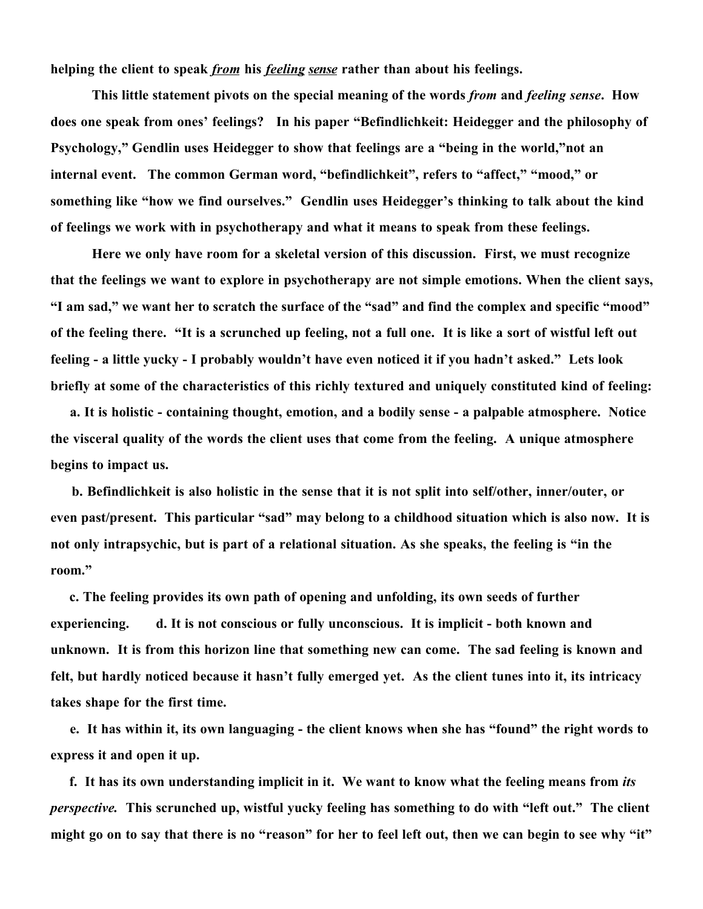**helping the client to speak *from* his *feeling sense* rather than about his feelings.**

**This little statement pivots on the special meaning of the words *from* and *feeling sense*. How does one speak from ones' feelings? In his paper "Befindlichkeit: Heidegger and the philosophy of Psychology," Gendlin uses Heidegger to show that feelings are a "being in the world,"not an internal event. The common German word, "befindlichkeit", refers to "affect," "mood," or something like "how we find ourselves." Gendlin uses Heidegger's thinking to talk about the kind of feelings we work with in psychotherapy and what it means to speak from these feelings.**

**Here we only have room for a skeletal version of this discussion. First, we must recognize that the feelings we want to explore in psychotherapy are not simple emotions. When the client says, "I am sad," we want her to scratch the surface of the "sad" and find the complex and specific "mood" of the feeling there. "It is a scrunched up feeling, not a full one. It is like a sort of wistful left out feeling - a little yucky - I probably wouldn't have even noticed it if you hadn't asked." Lets look briefly at some of the characteristics of this richly textured and uniquely constituted kind of feeling:**

**a. It is holistic - containing thought, emotion, and a bodily sense - a palpable atmosphere. Notice the visceral quality of the words the client uses that come from the feeling. A unique atmosphere begins to impact us.**

**b. Befindlichkeit is also holistic in the sense that it is not split into self/other, inner/outer, or even past/present. This particular "sad" may belong to a childhood situation which is also now. It is not only intrapsychic, but is part of a relational situation. As she speaks, the feeling is "in the room."**

**c. The feeling provides its own path of opening and unfolding, its own seeds of further experiencing.**

**d. It is not conscious or fully unconscious. It is implicit - both known and unknown. It is from this horizon line that something new can come. The sad feeling is known and felt, but hardly noticed because it hasn't fully emerged yet. As the client tunes into it, its intricacy takes shape for the first time.**

**e. It has within it, its own languaging - the client knows when she has "found" the right words to express it and open it up.**

**f. It has its own understanding implicit in it. We want to know what the feeling means from *its perspective.* This scrunched up, wistful yucky feeling has something to do with "left out." The client might go on to say that there is no "reason" for her to feel left out, then we can begin to see why "it"**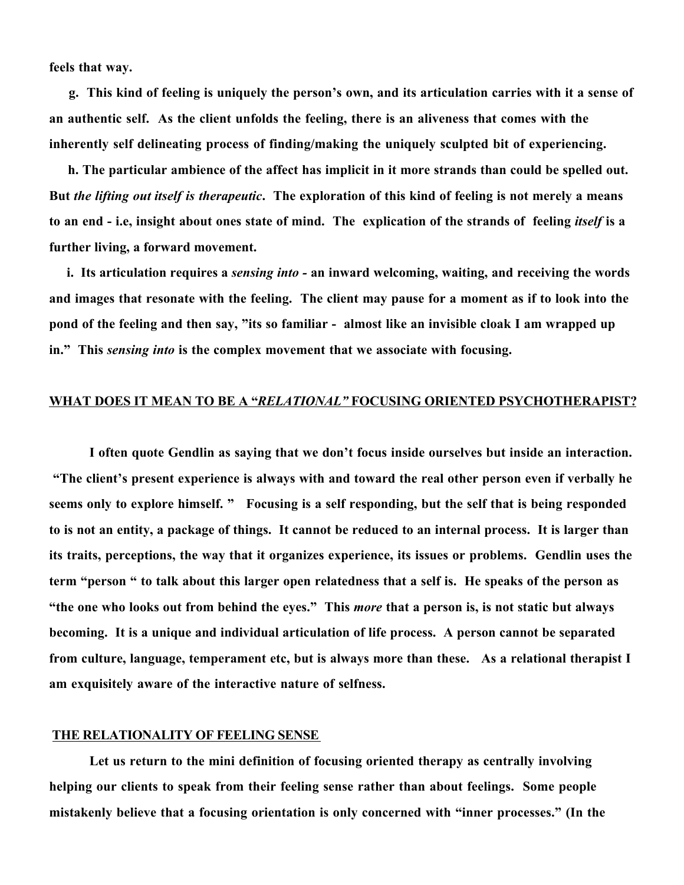**feels that way.**

**g. This kind of feeling is uniquely the person's own, and its articulation carries with it a sense of an authentic self. As the client unfolds the feeling, there is an aliveness that comes with the inherently self delineating process of finding/making the uniquely sculpted bit of experiencing.**

**h. The particular ambience of the affect has implicit in it more strands than could be spelled out. But *the lifting out itself is therapeutic*. The exploration of this kind of feeling is not merely a means to an end - i.e, insight about ones state of mind. The explication of the strands of feeling *itself* is a further living, a forward movement.**

**i. Its articulation requires a *sensing into* - an inward welcoming, waiting, and receiving the words and images that resonate with the feeling. The client may pause for a moment as if to look into the pond of the feeling and then say, "its so familiar - almost like an invisible cloak I am wrapped up in." This *sensing into* is the complex movement that we associate with focusing.**

## WHAT DOES IT MEAN TO BE A "*RELATIONAL*" FOCUSING ORIENTED PSYCHOTHERAPIST?

**I often quote Gendlin as saying that we don't focus inside ourselves but inside an interaction. "The client's present experience is always with and toward the real other person even if verbally he seems only to explore himself. " Focusing is a self responding, but the self that is being responded to is not an entity, a package of things. It cannot be reduced to an internal process. It is larger than its traits, perceptions, the way that it organizes experience, its issues or problems. Gendlin uses the term "person " to talk about this larger open relatedness that a self is. He speaks of the person as "the one who looks out from behind the eyes." This *more* that a person is, is not static but always becoming. It is a unique and individual articulation of life process. A person cannot be separated from culture, language, temperament etc, but is always more than these. As a relational therapist I am exquisitely aware of the interactive nature of selfness.**

## THE RELATIONALITY OF FEELING SENSE

**Let us return to the mini definition of focusing oriented therapy as centrally involving helping our clients to speak from their feeling sense rather than about feelings. Some people mistakenly believe that a focusing orientation is only concerned with "inner processes." (In the**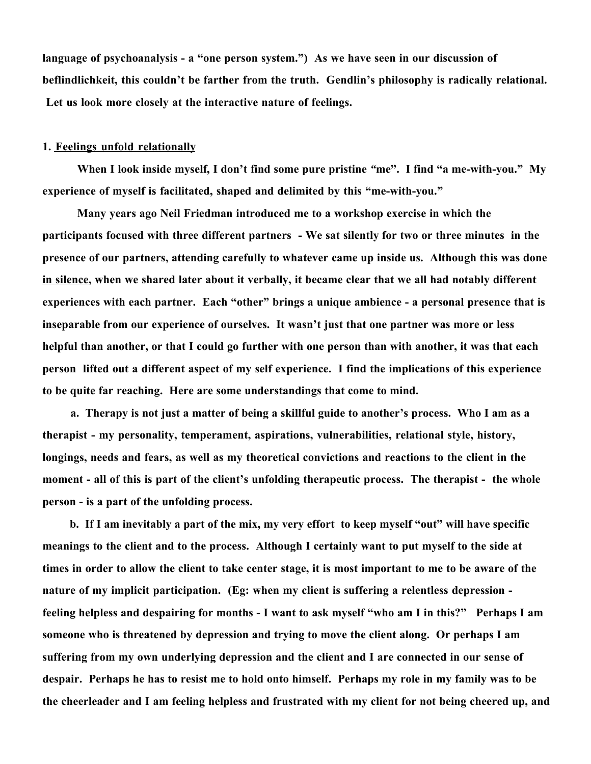**language of psychoanalysis - a "one person system.") As we have seen in our discussion of beflindlichkeit, this couldn't be farther from the truth. Gendlin's philosophy is radically relational. Let us look more closely at the interactive nature of feelings.**

**1. <u>Feelings unfold relationally</u>**

**When I look inside myself, I don't find some pure pristine "me". I find "a me-with-you." My experience of myself is facilitated, shaped and delimited by this "me-with-you."**

**Many years ago Neil Friedman introduced me to a workshop exercise in which the participants focused with three different partners - We sat silently for two or three minutes in the presence of our partners, attending carefully to whatever came up inside us. Although this was done <u>in silence,</u> when we shared later about it verbally, it became clear that we all had notably different experiences with each partner. Each "other" brings a unique ambience - a personal presence that is inseparable from our experience of ourselves. It wasn't just that one partner was more or less helpful than another, or that I could go further with one person than with another, it was that each person lifted out a different aspect of my self experience. I find the implications of this experience to be quite far reaching. Here are some understandings that come to mind.**

**a. Therapy is not just a matter of being a skillful guide to another's process. Who I am as a therapist - my personality, temperament, aspirations, vulnerabilities, relational style, history, longings, needs and fears, as well as my theoretical convictions and reactions to the client in the moment - all of this is part of the client's unfolding therapeutic process. The therapist - the whole person - is a part of the unfolding process.**

**b. If I am inevitably a part of the mix, my very effort to keep myself "out" will have specific meanings to the client and to the process. Although I certainly want to put myself to the side at times in order to allow the client to take center stage, it is most important to me to be aware of the nature of my implicit participation. (Eg: when my client is suffering a relentless depression - feeling helpless and despairing for months - I want to ask myself "who am I in this?" Perhaps I am someone who is threatened by depression and trying to move the client along. Or perhaps I am suffering from my own underlying depression and the client and I are connected in our sense of despair. Perhaps he has to resist me to hold onto himself. Perhaps my role in my family was to be the cheerleader and I am feeling helpless and frustrated with my client for not being cheered up, and**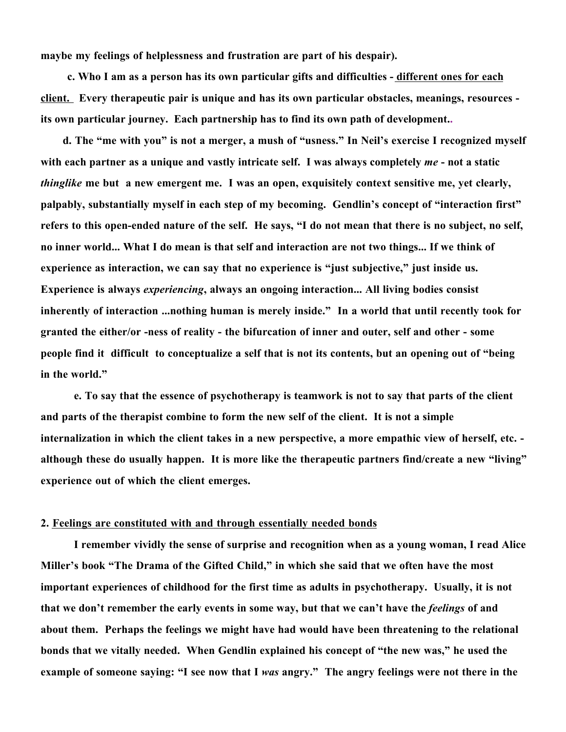**maybe my feelings of helplessness and frustration are part of his despair).**

**c. Who I am as a person has its own particular gifts and difficulties - <u>different ones for each client.</u> Every therapeutic pair is unique and has its own particular obstacles, meanings, resources - its own particular journey. Each partnership has to find its own path of development..**

**d. The "me with you" is not a merger, a mush of "usness." In Neil's exercise I recognized myself with each partner as a unique and vastly intricate self. I was always completely *me* - not a static *thinglike* me but a new emergent me. I was an open, exquisitely context sensitive me, yet clearly, palpably, substantially myself in each step of my becoming. Gendlin's concept of "interaction first" refers to this open-ended nature of the self. He says, "I do not mean that there is no subject, no self, no inner world... What I do mean is that self and interaction are not two things... If we think of experience as interaction, we can say that no experience is "just subjective," just inside us. Experience is always *experiencing*, always an ongoing interaction... All living bodies consist inherently of interaction ...nothing human is merely inside." In a world that until recently took for granted the either/or -ness of reality - the bifurcation of inner and outer, self and other - some people find it difficult to conceptualize a self that is not its contents, but an opening out of "being in the world."**

**e. To say that the essence of psychotherapy is teamwork is not to say that parts of the client and parts of the therapist combine to form the new self of the client. It is not a simple internalization in which the client takes in a new perspective, a more empathic view of herself, etc. - although these do usually happen. It is more like the therapeutic partners find/create a new "living" experience out of which the client emerges.**

**2. <u>Feelings are constituted with and through essentially needed bonds</u>**

**I remember vividly the sense of surprise and recognition when as a young woman, I read Alice Miller's book "The Drama of the Gifted Child," in which she said that we often have the most important experiences of childhood for the first time as adults in psychotherapy. Usually, it is not that we don't remember the early events in some way, but that we can't have the *feelings* of and about them. Perhaps the feelings we might have had would have been threatening to the relational bonds that we vitally needed. When Gendlin explained his concept of "the new was," he used the example of someone saying: "I see now that I *was* angry." The angry feelings were not there in the**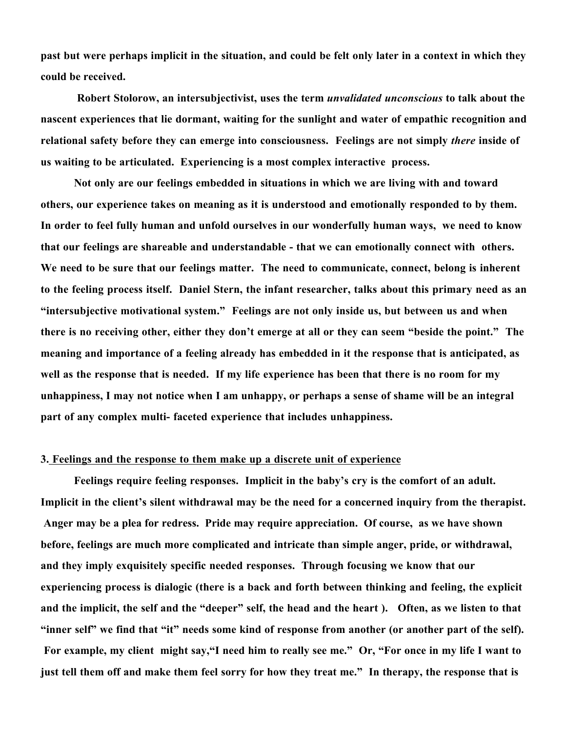past but were perhaps implicit in the situation, and could be felt only later in a context in which they could be received.

Robert Stolorow, an intersubjectivist, uses the term *unvalidated unconscious* to talk about the nascent experiences that lie dormant, waiting for the sunlight and water of empathic recognition and relational safety before they can emerge into consciousness. Feelings are not simply *there* inside of us waiting to be articulated. Experiencing is a most complex interactive process.

Not only are our feelings embedded in situations in which we are living with and toward others, our experience takes on meaning as it is understood and emotionally responded to by them. In order to feel fully human and unfold ourselves in our wonderfully human ways, we need to know that our feelings are shareable and understandable - that we can emotionally connect with others. We need to be sure that our feelings matter. The need to communicate, connect, belong is inherent to the feeling process itself. Daniel Stern, the infant researcher, talks about this primary need as an "intersubjective motivational system." Feelings are not only inside us, but between us and when there is no receiving other, either they don't emerge at all or they can seem "beside the point." The meaning and importance of a feeling already has embedded in it the response that is anticipated, as well as the response that is needed. If my life experience has been that there is no room for my unhappiness, I may not notice when I am unhappy, or perhaps a sense of shame will be an integral part of any complex multi- faceted experience that includes unhappiness.

### 3. Feelings and the response to them make up a discrete unit of experience

Feelings require feeling responses. Implicit in the baby's cry is the comfort of an adult. Implicit in the client's silent withdrawal may be the need for a concerned inquiry from the therapist. Anger may be a plea for redress. Pride may require appreciation. Of course, as we have shown before, feelings are much more complicated and intricate than simple anger, pride, or withdrawal, and they imply exquisitely specific needed responses. Through focusing we know that our experiencing process is dialogic (there is a back and forth between thinking and feeling, the explicit and the implicit, the self and the "deeper" self, the head and the heart ). Often, as we listen to that "inner self" we find that "it" needs some kind of response from another (or another part of the self). For example, my client might say,"I need him to really see me." Or, "For once in my life I want to just tell them off and make them feel sorry for how they treat me." In therapy, the response that is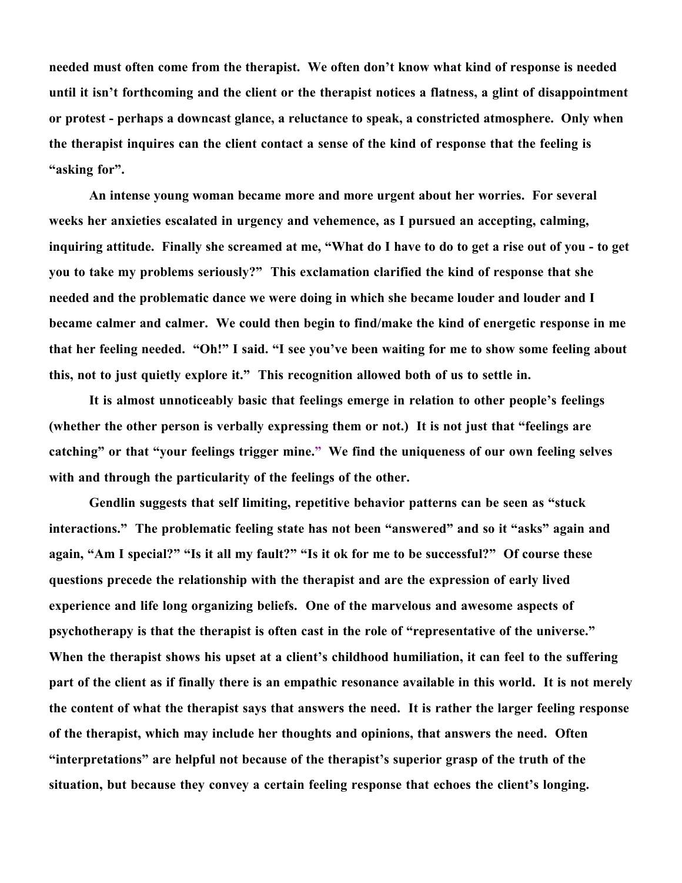**needed must often come from the therapist. We often don't know what kind of response is needed until it isn't forthcoming and the client or the therapist notices a flatness, a glint of disappointment or protest - perhaps a downcast glance, a reluctance to speak, a constricted atmosphere. Only when the therapist inquires can the client contact a sense of the kind of response that the feeling is "asking for".**

**An intense young woman became more and more urgent about her worries. For several weeks her anxieties escalated in urgency and vehemence, as I pursued an accepting, calming, inquiring attitude. Finally she screamed at me, "What do I have to do to get a rise out of you - to get you to take my problems seriously?" This exclamation clarified the kind of response that she needed and the problematic dance we were doing in which she became louder and louder and I became calmer and calmer. We could then begin to find/make the kind of energetic response in me that her feeling needed. "Oh!" I said. "I see you've been waiting for me to show some feeling about this, not to just quietly explore it." This recognition allowed both of us to settle in.**

**It is almost unnoticeably basic that feelings emerge in relation to other people's feelings (whether the other person is verbally expressing them or not.) It is not just that "feelings are catching" or that "your feelings trigger mine." We find the uniqueness of our own feeling selves with and through the particularity of the feelings of the other.**

**Gendlin suggests that self limiting, repetitive behavior patterns can be seen as "stuck interactions." The problematic feeling state has not been "answered" and so it "asks" again and again, "Am I special?" "Is it all my fault?" "Is it ok for me to be successful?" Of course these questions precede the relationship with the therapist and are the expression of early lived experience and life long organizing beliefs. One of the marvelous and awesome aspects of psychotherapy is that the therapist is often cast in the role of "representative of the universe." When the therapist shows his upset at a client's childhood humiliation, it can feel to the suffering part of the client as if finally there is an empathic resonance available in this world. It is not merely the content of what the therapist says that answers the need. It is rather the larger feeling response of the therapist, which may include her thoughts and opinions, that answers the need. Often "interpretations" are helpful not because of the therapist's superior grasp of the truth of the situation, but because they convey a certain feeling response that echoes the client's longing.**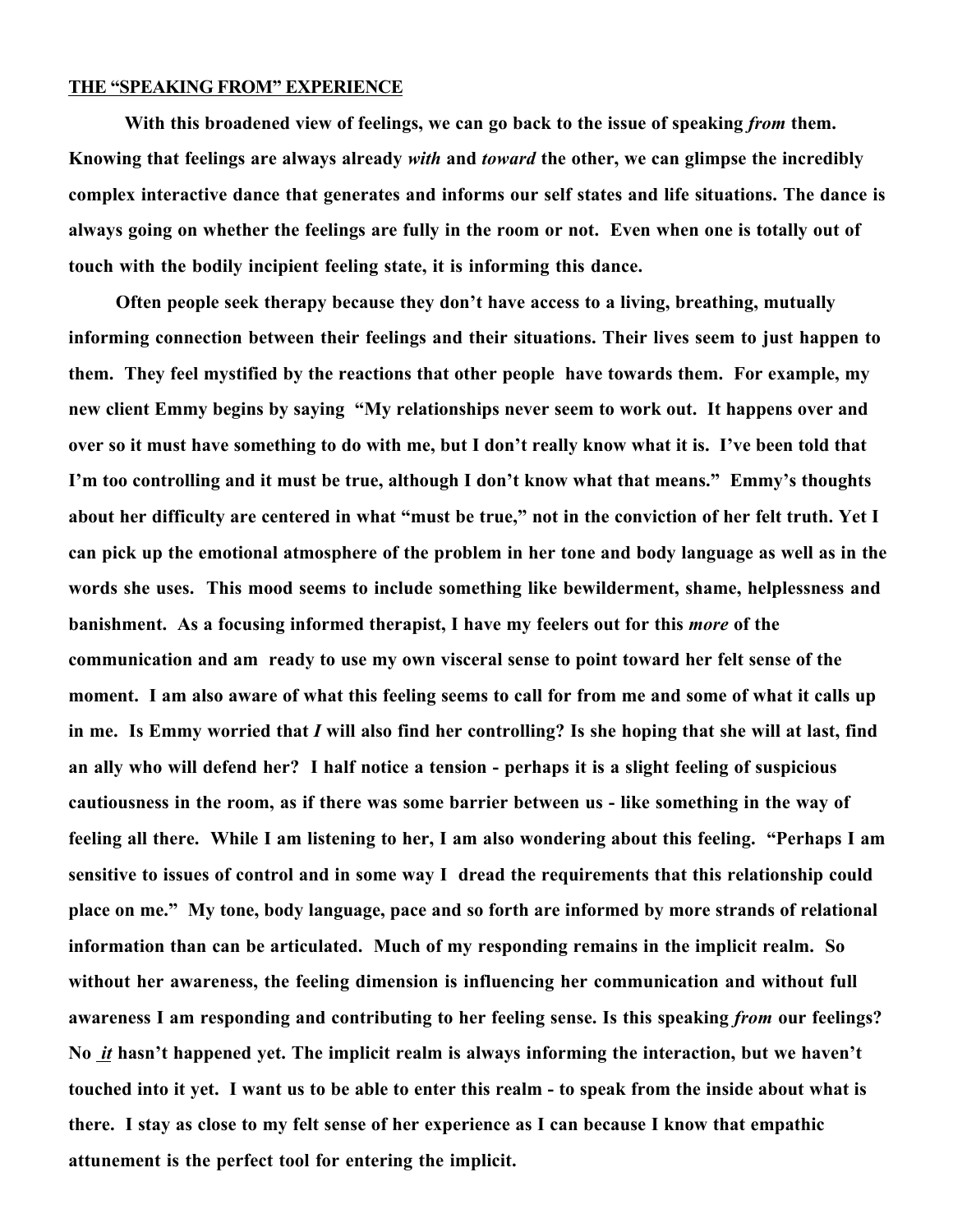## THE "SPEAKING FROM" EXPERIENCE

**With this broadened view of feelings, we can go back to the issue of speaking *from* them. Knowing that feelings are always already *with* and *toward* the other, we can glimpse the incredibly complex interactive dance that generates and informs our self states and life situations. The dance is always going on whether the feelings are fully in the room or not. Even when one is totally out of touch with the bodily incipient feeling state, it is informing this dance.**

**Often people seek therapy because they don't have access to a living, breathing, mutually informing connection between their feelings and their situations. Their lives seem to just happen to them. They feel mystified by the reactions that other people have towards them. For example, my new client Emmy begins by saying "My relationships never seem to work out. It happens over and over so it must have something to do with me, but I don't really know what it is. I've been told that I'm too controlling and it must be true, although I don't know what that means." Emmy's thoughts about her difficulty are centered in what "must be true," not in the conviction of her felt truth. Yet I can pick up the emotional atmosphere of the problem in her tone and body language as well as in the words she uses. This mood seems to include something like bewilderment, shame, helplessness and banishment. As a focusing informed therapist, I have my feelers out for this *more* of the communication and am ready to use my own visceral sense to point toward her felt sense of the moment. I am also aware of what this feeling seems to call for from me and some of what it calls up in me. Is Emmy worried that *I* will also find her controlling? Is she hoping that she will at last, find an ally who will defend her? I half notice a tension - perhaps it is a slight feeling of suspicious cautiousness in the room, as if there was some barrier between us - like something in the way of feeling all there. While I am listening to her, I am also wondering about this feeling. "Perhaps I am sensitive to issues of control and in some way I dread the requirements that this relationship could place on me." My tone, body language, pace and so forth are informed by more strands of relational information than can be articulated. Much of my responding remains in the implicit realm. So without her awareness, the feeling dimension is influencing her communication and without full awareness I am responding and contributing to her feeling sense. Is this speaking *from* our feelings? No *it* hasn't happened yet. The implicit realm is always informing the interaction, but we haven't touched into it yet. I want us to be able to enter this realm - to speak from the inside about what is there. I stay as close to my felt sense of her experience as I can because I know that empathic attunement is the perfect tool for entering the implicit.**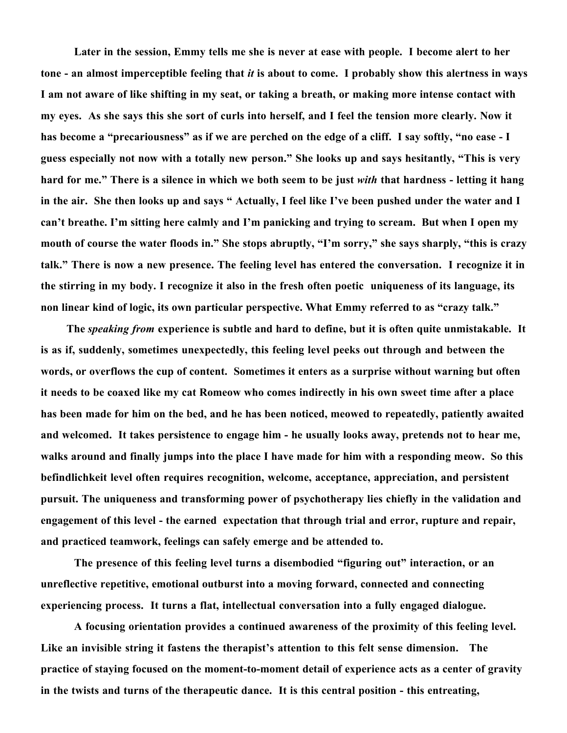Later in the session, Emmy tells me she is never at ease with people. I become alert to her tone - an almost imperceptible feeling that *it* is about to come. I probably show this alertness in ways I am not aware of like shifting in my seat, or taking a breath, or making more intense contact with my eyes. As she says this she sort of curls into herself, and I feel the tension more clearly. Now it has become a "precariousness" as if we are perched on the edge of a cliff. I say softly, "no ease - I guess especially not now with a totally new person." She looks up and says hesitantly, "This is very hard for me." There is a silence in which we both seem to be just *with* that hardness - letting it hang in the air. She then looks up and says " Actually, I feel like I've been pushed under the water and I can't breathe. I'm sitting here calmly and I'm panicking and trying to scream. But when I open my mouth of course the water floods in." She stops abruptly, "I'm sorry," she says sharply, "this is crazy talk." There is now a new presence. The feeling level has entered the conversation. I recognize it in the stirring in my body. I recognize it also in the fresh often poetic uniqueness of its language, its non linear kind of logic, its own particular perspective. What Emmy referred to as "crazy talk."

The *speaking from* experience is subtle and hard to define, but it is often quite unmistakable. It is as if, suddenly, sometimes unexpectedly, this feeling level peeks out through and between the words, or overflows the cup of content. Sometimes it enters as a surprise without warning but often it needs to be coaxed like my cat Romeow who comes indirectly in his own sweet time after a place has been made for him on the bed, and he has been noticed, meowed to repeatedly, patiently awaited and welcomed. It takes persistence to engage him - he usually looks away, pretends not to hear me, walks around and finally jumps into the place I have made for him with a responding meow. So this befindlichkeit level often requires recognition, welcome, acceptance, appreciation, and persistent pursuit. The uniqueness and transforming power of psychotherapy lies chiefly in the validation and engagement of this level - the earned expectation that through trial and error, rupture and repair, and practiced teamwork, feelings can safely emerge and be attended to.

The presence of this feeling level turns a disembodied "figuring out" interaction, or an unreflective repetitive, emotional outburst into a moving forward, connected and connecting experiencing process. It turns a flat, intellectual conversation into a fully engaged dialogue.

A focusing orientation provides a continued awareness of the proximity of this feeling level. Like an invisible string it fastens the therapist's attention to this felt sense dimension. The practice of staying focused on the moment-to-moment detail of experience acts as a center of gravity in the twists and turns of the therapeutic dance. It is this central position - this entreating,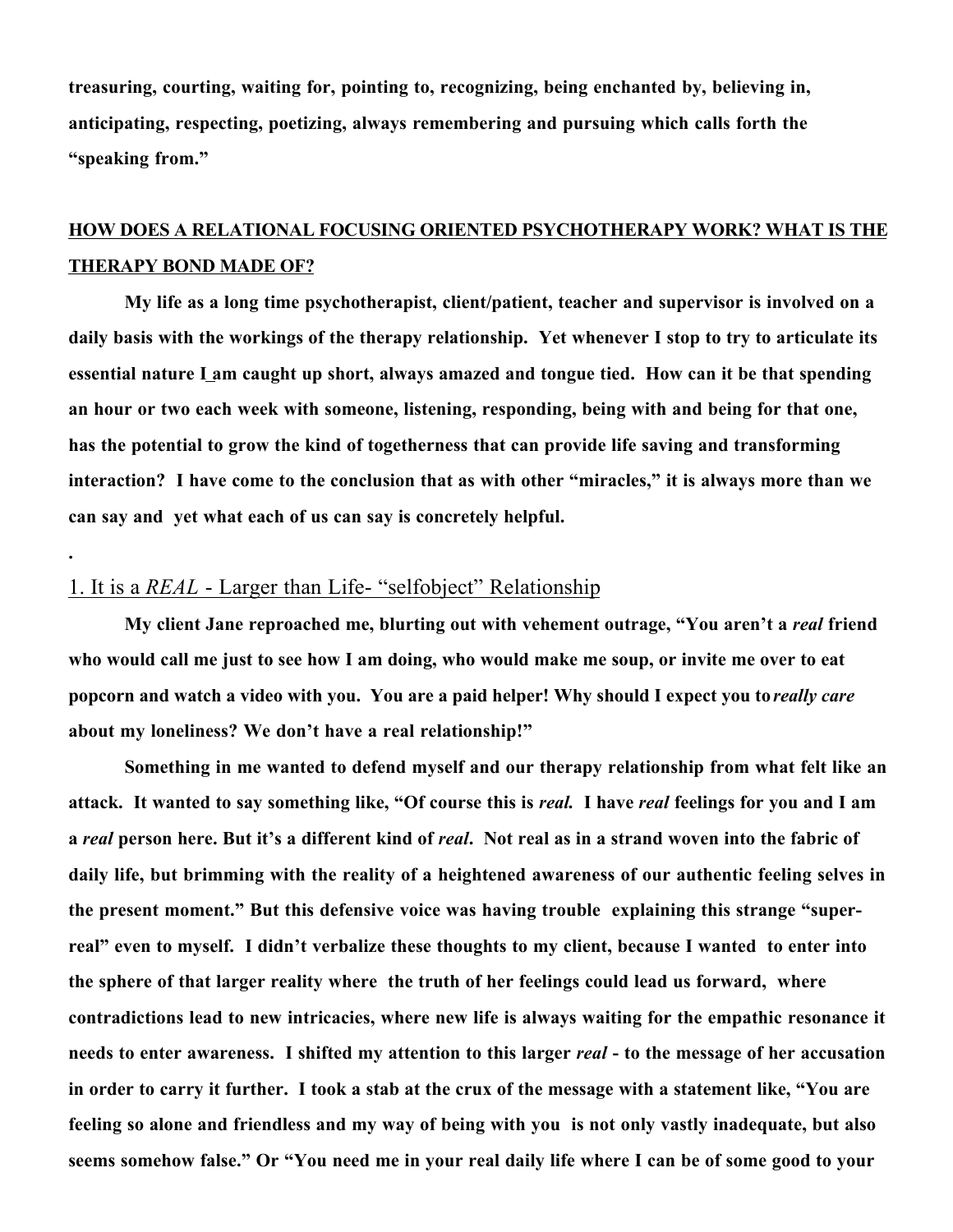**treasuring, courting, waiting for, pointing to, recognizing, being enchanted by, believing in, anticipating, respecting, poetizing, always remembering and pursuing which calls forth the "speaking from."**

## HOW DOES A RELATIONAL FOCUSING ORIENTED PSYCHOTHERAPY WORK? WHAT IS THE THERAPY BOND MADE OF?

**My life as a long time psychotherapist, client/patient, teacher and supervisor is involved on a daily basis with the workings of the therapy relationship. Yet whenever I stop to try to articulate its essential nature I am caught up short, always amazed and tongue tied. How can it be that spending an hour or two each week with someone, listening, responding, being with and being for that one, has the potential to grow the kind of togetherness that can provide life saving and transforming interaction? I have come to the conclusion that as with other "miracles," it is always more than we can say and yet what each of us can say is concretely helpful.**

.

### 1. It is a *REAL* - Larger than Life- "selfobject" Relationship

**My client Jane reproached me, blurting out with vehement outrage, "You aren't a *real* friend who would call me just to see how I am doing, who would make me soup, or invite me over to eat popcorn and watch a video with you. You are a paid helper! Why should I expect you to *really care* about my loneliness? We don't have a real relationship!"**

**Something in me wanted to defend myself and our therapy relationship from what felt like an attack. It wanted to say something like, "Of course this is *real.* I have *real* feelings for you and I am a *real* person here. But it's a different kind of *real*. Not real as in a strand woven into the fabric of daily life, but brimming with the reality of a heightened awareness of our authentic feeling selves in the present moment." But this defensive voice was having trouble explaining this strange "super-real" even to myself. I didn't verbalize these thoughts to my client, because I wanted to enter into the sphere of that larger reality where the truth of her feelings could lead us forward, where contradictions lead to new intricacies, where new life is always waiting for the empathic resonance it needs to enter awareness. I shifted my attention to this larger *real* - to the message of her accusation in order to carry it further. I took a stab at the crux of the message with a statement like, "You are feeling so alone and friendless and my way of being with you is not only vastly inadequate, but also seems somehow false." Or "You need me in your real daily life where I can be of some good to your**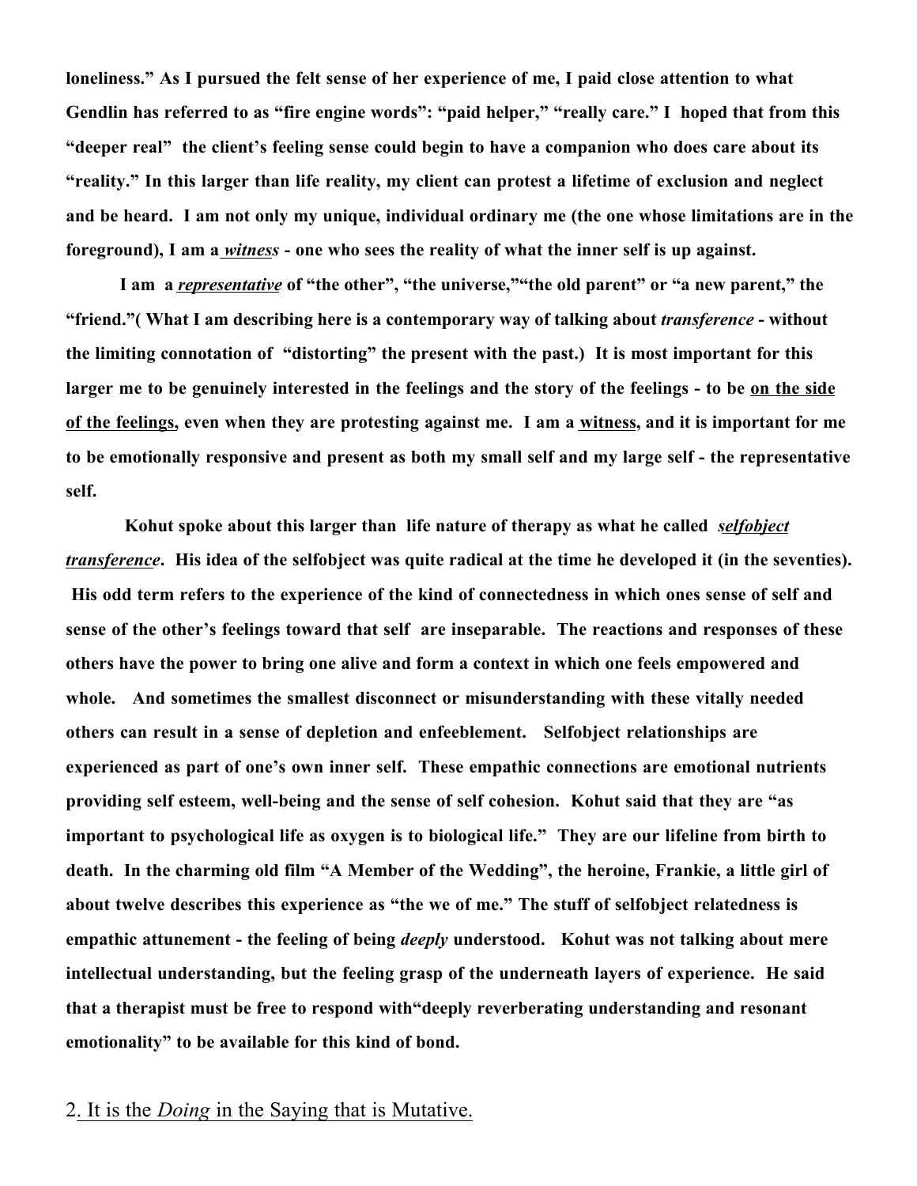**loneliness." As I pursued the felt sense of her experience of me, I paid close attention to what Gendlin has referred to as "fire engine words": "paid helper," "really care." I hoped that from this "deeper real" the client's feeling sense could begin to have a companion who does care about its "reality." In this larger than life reality, my client can protest a lifetime of exclusion and neglect and be heard. I am not only my unique, individual ordinary me (the one whose limitations are in the foreground), I am a *<u>witness</u>* - one who sees the reality of what the inner self is up against.**

**I am a *<u>representative</u>* of "the other", "the universe,""the old parent" or "a new parent," the "friend."( What I am describing here is a contemporary way of talking about *transference* - without the limiting connotation of "distorting" the present with the past.) It is most important for this larger me to be genuinely interested in the feelings and the story of the feelings - to be <u>on the side of the feelings</u>, even when they are protesting against me. I am a <u>witness</u>, and it is important for me to be emotionally responsive and present as both my small self and my large self - the representative self.**

**Kohut spoke about this larger than life nature of therapy as what he called *<u>selfobject transference</u>*. His idea of the selfobject was quite radical at the time he developed it (in the seventies). His odd term refers to the experience of the kind of connectedness in which ones sense of self and sense of the other's feelings toward that self are inseparable. The reactions and responses of these others have the power to bring one alive and form a context in which one feels empowered and whole. And sometimes the smallest disconnect or misunderstanding with these vitally needed others can result in a sense of depletion and enfeeblement. Selfobject relationships are experienced as part of one's own inner self. These empathic connections are emotional nutrients providing self esteem, well-being and the sense of self cohesion. Kohut said that they are "as important to psychological life as oxygen is to biological life." They are our lifeline from birth to death. In the charming old film "A Member of the Wedding", the heroine, Frankie, a little girl of about twelve describes this experience as "the we of me." The stuff of selfobject relatedness is empathic attunement - the feeling of being *deeply* understood. Kohut was not talking about mere intellectual understanding, but the feeling grasp of the underneath layers of experience. He said that a therapist must be free to respond with"deeply reverberating understanding and resonant emotionality" to be available for this kind of bond.**

## 2. <u>It is the *Doing* in the Saying that is Mutative.</u>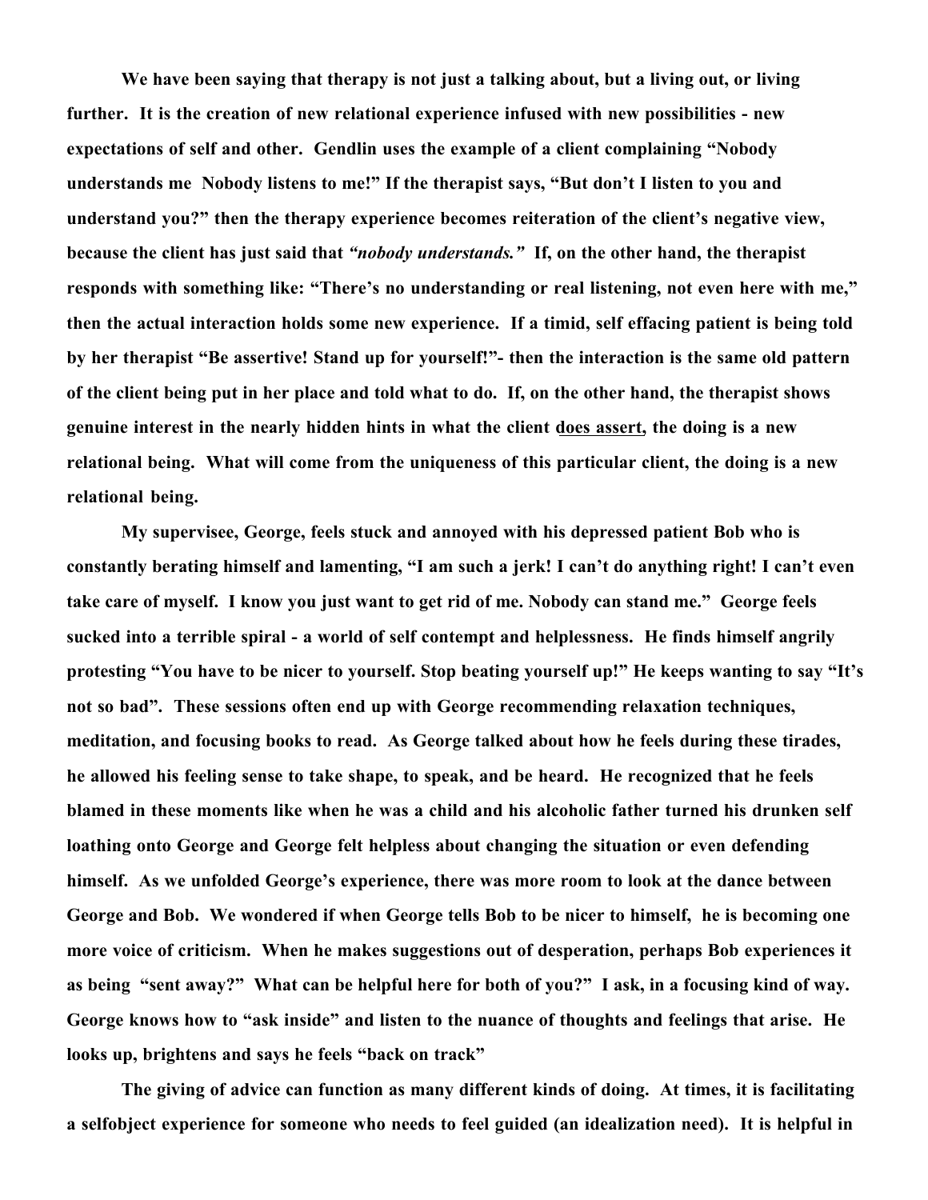We have been saying that therapy is not just a talking about, but a living out, or living further. It is the creation of new relational experience infused with new possibilities - new expectations of self and other. Gendlin uses the example of a client complaining "Nobody understands me Nobody listens to me!" If the therapist says, "But don't I listen to you and understand you?" then the therapy experience becomes reiteration of the client's negative view, because the client has just said that *"nobody understands."* If, on the other hand, the therapist responds with something like: "There's no understanding or real listening, not even here with me," then the actual interaction holds some new experience. If a timid, self effacing patient is being told by her therapist "Be assertive! Stand up for yourself!"- then the interaction is the same old pattern of the client being put in her place and told what to do. If, on the other hand, the therapist shows genuine interest in the nearly hidden hints in what the client <u>does assert</u>, the doing is a new relational being. What will come from the uniqueness of this particular client, the doing is a new relational being.

My supervisee, George, feels stuck and annoyed with his depressed patient Bob who is constantly berating himself and lamenting, "I am such a jerk! I can't do anything right! I can't even take care of myself. I know you just want to get rid of me. Nobody can stand me." George feels sucked into a terrible spiral - a world of self contempt and helplessness. He finds himself angrily protesting "You have to be nicer to yourself. Stop beating yourself up!" He keeps wanting to say "It's not so bad". These sessions often end up with George recommending relaxation techniques, meditation, and focusing books to read. As George talked about how he feels during these tirades, he allowed his feeling sense to take shape, to speak, and be heard. He recognized that he feels blamed in these moments like when he was a child and his alcoholic father turned his drunken self loathing onto George and George felt helpless about changing the situation or even defending himself. As we unfolded George's experience, there was more room to look at the dance between George and Bob. We wondered if when George tells Bob to be nicer to himself, he is becoming one more voice of criticism. When he makes suggestions out of desperation, perhaps Bob experiences it as being "sent away?" What can be helpful here for both of you?" I ask, in a focusing kind of way. George knows how to "ask inside" and listen to the nuance of thoughts and feelings that arise. He looks up, brightens and says he feels "back on track"

The giving of advice can function as many different kinds of doing. At times, it is facilitating a selfobject experience for someone who needs to feel guided (an idealization need). It is helpful in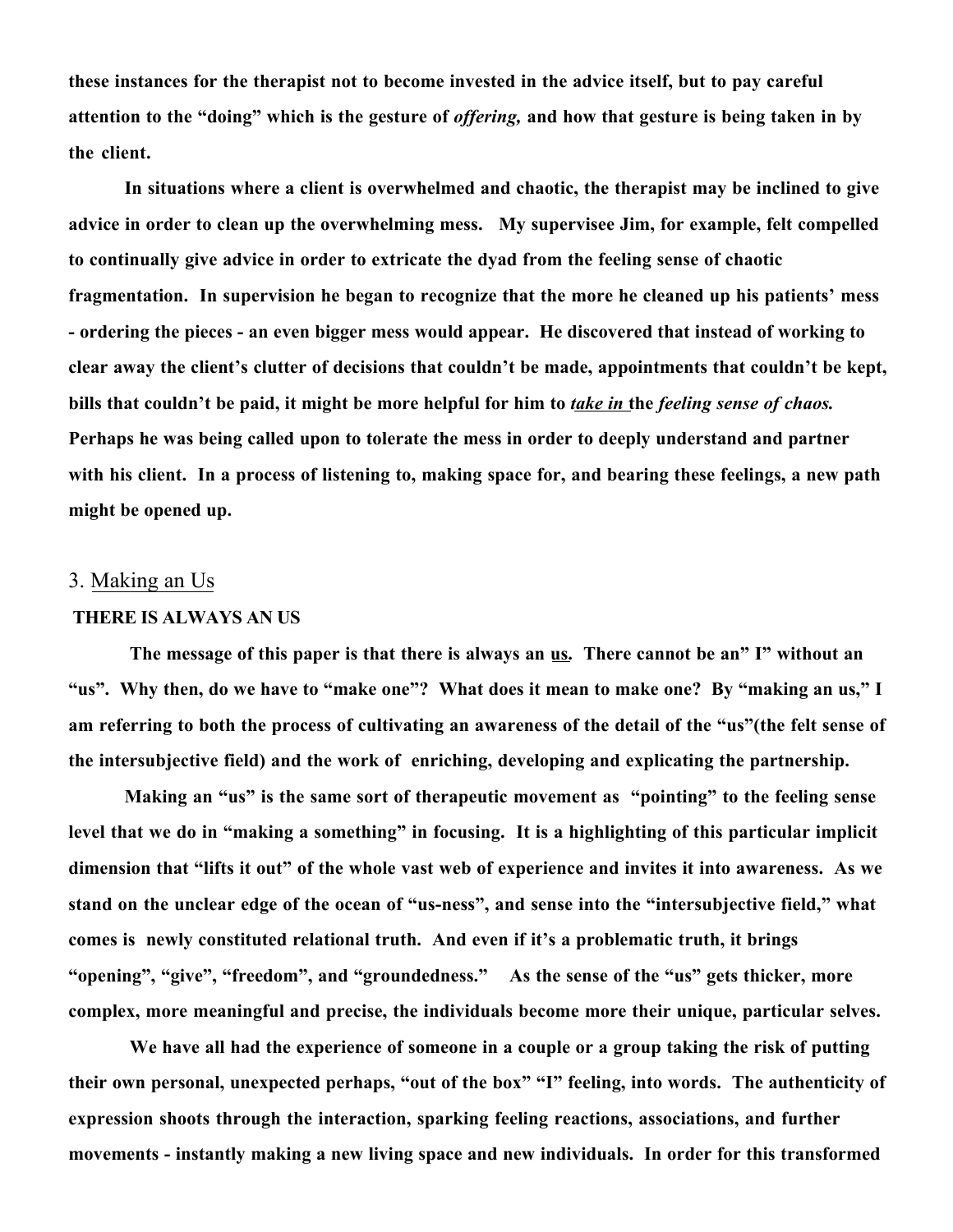**these instances for the therapist not to become invested in the advice itself, but to pay careful attention to the "doing" which is the gesture of *offering,* and how that gesture is being taken in by the client.**

**In situations where a client is overwhelmed and chaotic, the therapist may be inclined to give advice in order to clean up the overwhelming mess. My supervisee Jim, for example, felt compelled to continually give advice in order to extricate the dyad from the feeling sense of chaotic fragmentation. In supervision he began to recognize that the more he cleaned up his patients' mess - ordering the pieces - an even bigger mess would appear. He discovered that instead of working to clear away the client's clutter of decisions that couldn't be made, appointments that couldn't be kept, bills that couldn't be paid, it might be more helpful for him to *take in* the *feeling sense of chaos.* Perhaps he was being called upon to tolerate the mess in order to deeply understand and partner with his client. In a process of listening to, making space for, and bearing these feelings, a new path might be opened up.**

## 3. Making an Us

### THERE IS ALWAYS AN US

**The message of this paper is that there is always an us. There cannot be an" I" without an "us". Why then, do we have to "make one"? What does it mean to make one? By "making an us," I am referring to both the process of cultivating an awareness of the detail of the "us"(the felt sense of the intersubjective field) and the work of enriching, developing and explicating the partnership.**

**Making an "us" is the same sort of therapeutic movement as "pointing" to the feeling sense level that we do in "making a something" in focusing. It is a highlighting of this particular implicit dimension that "lifts it out" of the whole vast web of experience and invites it into awareness. As we stand on the unclear edge of the ocean of "us-ness", and sense into the "intersubjective field," what comes is newly constituted relational truth. And even if it's a problematic truth, it brings "opening", "give", "freedom", and "groundedness." As the sense of the "us" gets thicker, more complex, more meaningful and precise, the individuals become more their unique, particular selves.**

**We have all had the experience of someone in a couple or a group taking the risk of putting their own personal, unexpected perhaps, "out of the box" "I" feeling, into words. The authenticity of expression shoots through the interaction, sparking feeling reactions, associations, and further movements - instantly making a new living space and new individuals. In order for this transformed**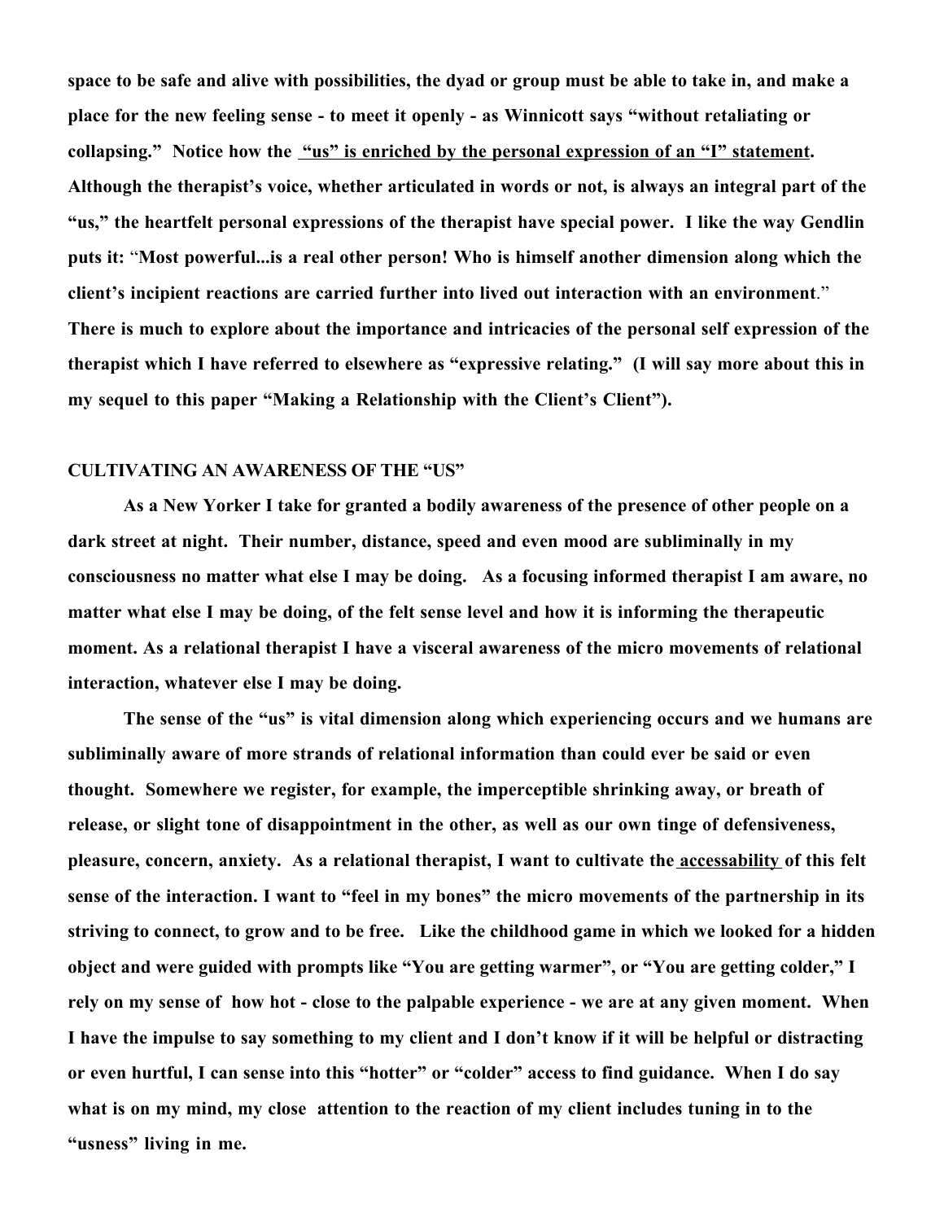**space to be safe and alive with possibilities, the dyad or group must be able to take in, and make a place for the new feeling sense - to meet it openly - as Winnicott says "without retaliating or collapsing." Notice how the <u>"us" is enriched by the personal expression of an "I" statement</u>. Although the therapist's voice, whether articulated in words or not, is always an integral part of the "us," the heartfelt personal expressions of the therapist have special power. I like the way Gendlin puts it: "Most powerful...is a real other person! Who is himself another dimension along which the client's incipient reactions are carried further into lived out interaction with an environment." There is much to explore about the importance and intricacies of the personal self expression of the therapist which I have referred to elsewhere as "expressive relating." (I will say more about this in my sequel to this paper "Making a Relationship with the Client's Client").**

## CULTIVATING AN AWARENESS OF THE "US"

**As a New Yorker I take for granted a bodily awareness of the presence of other people on a dark street at night. Their number, distance, speed and even mood are subliminally in my consciousness no matter what else I may be doing. As a focusing informed therapist I am aware, no matter what else I may be doing, of the felt sense level and how it is informing the therapeutic moment. As a relational therapist I have a visceral awareness of the micro movements of relational interaction, whatever else I may be doing.**

**The sense of the "us" is vital dimension along which experiencing occurs and we humans are subliminally aware of more strands of relational information than could ever be said or even thought. Somewhere we register, for example, the imperceptible shrinking away, or breath of release, or slight tone of disappointment in the other, as well as our own tinge of defensiveness, pleasure, concern, anxiety. As a relational therapist, I want to cultivate the <u>accessability</u> of this felt sense of the interaction. I want to "feel in my bones" the micro movements of the partnership in its striving to connect, to grow and to be free. Like the childhood game in which we looked for a hidden object and were guided with prompts like "You are getting warmer", or "You are getting colder," I rely on my sense of how hot - close to the palpable experience - we are at any given moment. When I have the impulse to say something to my client and I don't know if it will be helpful or distracting or even hurtful, I can sense into this "hotter" or "colder" access to find guidance. When I do say what is on my mind, my close attention to the reaction of my client includes tuning in to the "usness" living in me.**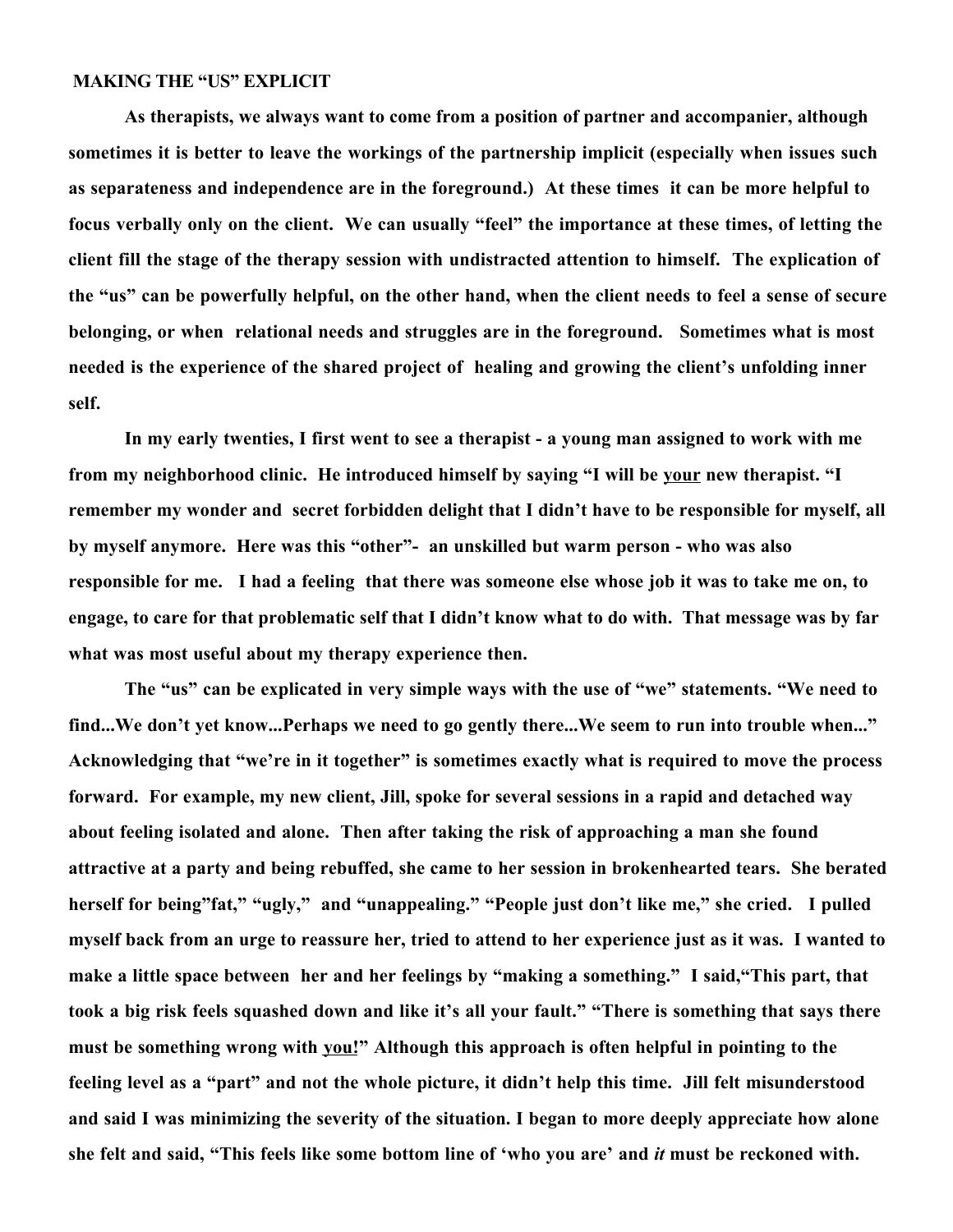## MAKING THE "US" EXPLICIT

**As therapists, we always want to come from a position of partner and accompanier, although sometimes it is better to leave the workings of the partnership implicit (especially when issues such as separateness and independence are in the foreground.) At these times it can be more helpful to focus verbally only on the client. We can usually "feel" the importance at these times, of letting the client fill the stage of the therapy session with undistracted attention to himself. The explication of the "us" can be powerfully helpful, on the other hand, when the client needs to feel a sense of secure belonging, or when relational needs and struggles are in the foreground. Sometimes what is most needed is the experience of the shared project of healing and growing the client's unfolding inner self.**

**In my early twenties, I first went to see a therapist - a young man assigned to work with me from my neighborhood clinic. He introduced himself by saying "I will be <u>your</u> new therapist. "I remember my wonder and secret forbidden delight that I didn't have to be responsible for myself, all by myself anymore. Here was this "other"- an unskilled but warm person - who was also responsible for me. I had a feeling that there was someone else whose job it was to take me on, to engage, to care for that problematic self that I didn't know what to do with. That message was by far what was most useful about my therapy experience then.**

**The "us" can be explicated in very simple ways with the use of "we" statements. "We need to find...We don't yet know...Perhaps we need to go gently there...We seem to run into trouble when..." Acknowledging that "we're in it together" is sometimes exactly what is required to move the process forward. For example, my new client, Jill, spoke for several sessions in a rapid and detached way about feeling isolated and alone. Then after taking the risk of approaching a man she found attractive at a party and being rebuffed, she came to her session in brokenhearted tears. She berated herself for being"fat," "ugly," and "unappealing." "People just don't like me," she cried. I pulled myself back from an urge to reassure her, tried to attend to her experience just as it was. I wanted to make a little space between her and her feelings by "making a something." I said,"This part, that took a big risk feels squashed down and like it's all your fault." "There is something that says there must be something wrong with <u>you!</u>" Although this approach is often helpful in pointing to the feeling level as a "part" and not the whole picture, it didn't help this time. Jill felt misunderstood and said I was minimizing the severity of the situation. I began to more deeply appreciate how alone she felt and said, "This feels like some bottom line of 'who you are' and *it* must be reckoned with.**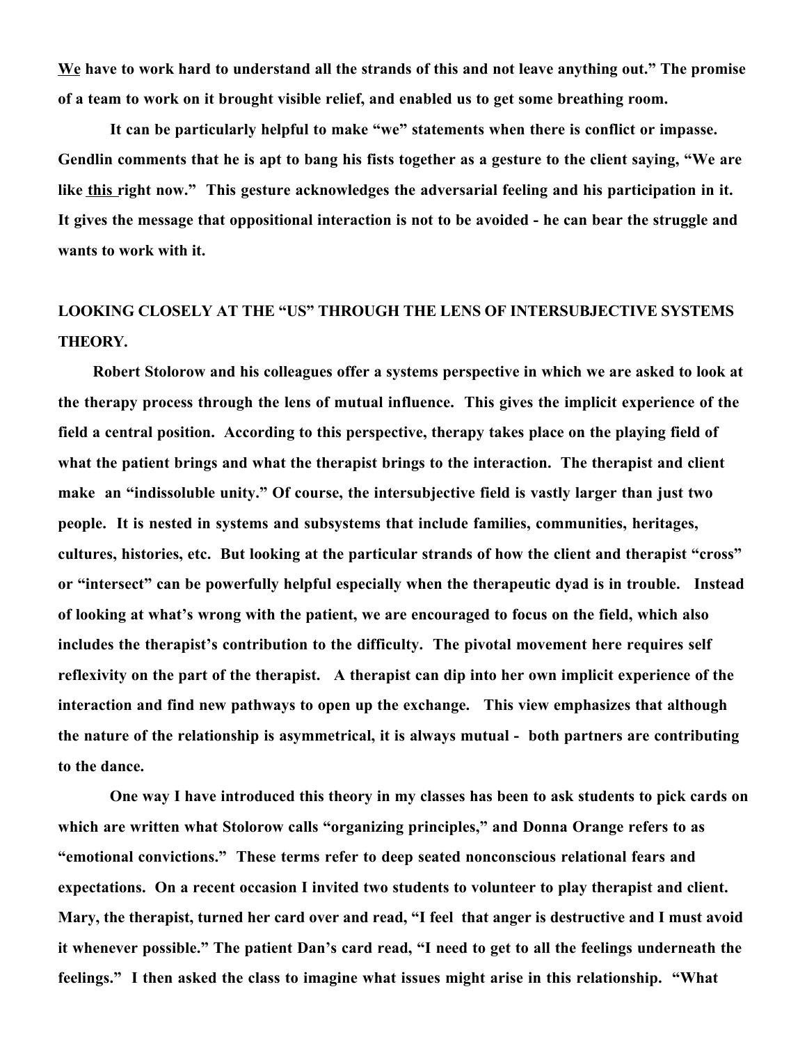<u>We</u> have to work hard to understand all the strands of this and not leave anything out." The promise of a team to work on it brought visible relief, and enabled us to get some breathing room.

It can be particularly helpful to make "we" statements when there is conflict or impasse. Gendlin comments that he is apt to bang his fists together as a gesture to the client saying, "We are like <u>this</u> right now." This gesture acknowledges the adversarial feeling and his participation in it. It gives the message that oppositional interaction is not to be avoided - he can bear the struggle and wants to work with it.

## LOOKING CLOSELY AT THE "US" THROUGH THE LENS OF INTERSUBJECTIVE SYSTEMS THEORY.

Robert Stolorow and his colleagues offer a systems perspective in which we are asked to look at the therapy process through the lens of mutual influence. This gives the implicit experience of the field a central position. According to this perspective, therapy takes place on the playing field of what the patient brings and what the therapist brings to the interaction. The therapist and client make an "indissoluble unity." Of course, the intersubjective field is vastly larger than just two people. It is nested in systems and subsystems that include families, communities, heritages, cultures, histories, etc. But looking at the particular strands of how the client and therapist "cross" or "intersect" can be powerfully helpful especially when the therapeutic dyad is in trouble. Instead of looking at what's wrong with the patient, we are encouraged to focus on the field, which also includes the therapist's contribution to the difficulty. The pivotal movement here requires self reflexivity on the part of the therapist. A therapist can dip into her own implicit experience of the interaction and find new pathways to open up the exchange. This view emphasizes that although the nature of the relationship is asymmetrical, it is always mutual - both partners are contributing to the dance.

One way I have introduced this theory in my classes has been to ask students to pick cards on which are written what Stolorow calls "organizing principles," and Donna Orange refers to as "emotional convictions." These terms refer to deep seated nonconscious relational fears and expectations. On a recent occasion I invited two students to volunteer to play therapist and client. Mary, the therapist, turned her card over and read, "I feel that anger is destructive and I must avoid it whenever possible." The patient Dan's card read, "I need to get to all the feelings underneath the feelings." I then asked the class to imagine what issues might arise in this relationship. "What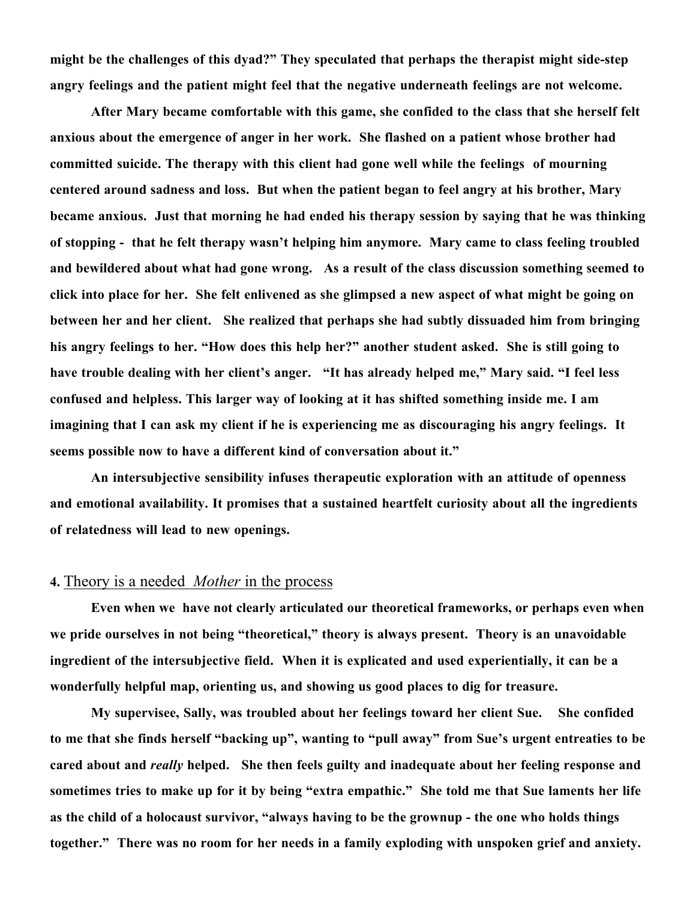**might be the challenges of this dyad?" They speculated that perhaps the therapist might side-step angry feelings and the patient might feel that the negative underneath feelings are not welcome.**

**After Mary became comfortable with this game, she confided to the class that she herself felt anxious about the emergence of anger in her work. She flashed on a patient whose brother had committed suicide. The therapy with this client had gone well while the feelings of mourning centered around sadness and loss. But when the patient began to feel angry at his brother, Mary became anxious. Just that morning he had ended his therapy session by saying that he was thinking of stopping - that he felt therapy wasn't helping him anymore. Mary came to class feeling troubled and bewildered about what had gone wrong. As a result of the class discussion something seemed to click into place for her. She felt enlivened as she glimpsed a new aspect of what might be going on between her and her client. She realized that perhaps she had subtly dissuaded him from bringing his angry feelings to her. "How does this help her?" another student asked. She is still going to have trouble dealing with her client's anger. "It has already helped me," Mary said. "I feel less confused and helpless. This larger way of looking at it has shifted something inside me. I am imagining that I can ask my client if he is experiencing me as discouraging his angry feelings. It seems possible now to have a different kind of conversation about it."**

**An intersubjective sensibility infuses therapeutic exploration with an attitude of openness and emotional availability. It promises that a sustained heartfelt curiosity about all the ingredients of relatedness will lead to new openings.**

## **4.** Theory is a needed *Mother* in the process

**Even when we have not clearly articulated our theoretical frameworks, or perhaps even when we pride ourselves in not being "theoretical," theory is always present. Theory is an unavoidable ingredient of the intersubjective field. When it is explicated and used experientially, it can be a wonderfully helpful map, orienting us, and showing us good places to dig for treasure.**

**My supervisee, Sally, was troubled about her feelings toward her client Sue. She confided to me that she finds herself "backing up", wanting to "pull away" from Sue's urgent entreaties to be cared about and *really* helped. She then feels guilty and inadequate about her feeling response and sometimes tries to make up for it by being "extra empathic." She told me that Sue laments her life as the child of a holocaust survivor, "always having to be the grownup - the one who holds things together." There was no room for her needs in a family exploding with unspoken grief and anxiety.**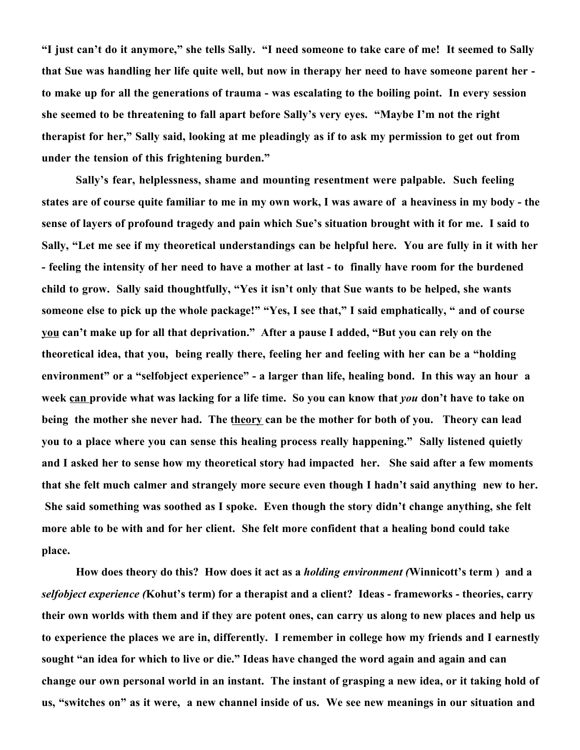**"I just can't do it anymore," she tells Sally. "I need someone to take care of me! It seemed to Sally that Sue was handling her life quite well, but now in therapy her need to have someone parent her - to make up for all the generations of trauma - was escalating to the boiling point. In every session she seemed to be threatening to fall apart before Sally's very eyes. "Maybe I'm not the right therapist for her," Sally said, looking at me pleadingly as if to ask my permission to get out from under the tension of this frightening burden."**

**Sally's fear, helplessness, shame and mounting resentment were palpable. Such feeling states are of course quite familiar to me in my own work, I was aware of a heaviness in my body - the sense of layers of profound tragedy and pain which Sue's situation brought with it for me. I said to Sally, "Let me see if my theoretical understandings can be helpful here. You are fully in it with her - feeling the intensity of her need to have a mother at last - to finally have room for the burdened child to grow. Sally said thoughtfully, "Yes it isn't only that Sue wants to be helped, she wants someone else to pick up the whole package!" "Yes, I see that," I said emphatically, " and of course <u>you</u> can't make up for all that deprivation." After a pause I added, "But you can rely on the theoretical idea, that you, being really there, feeling her and feeling with her can be a "holding environment" or a "selfobject experience" - a larger than life, healing bond. In this way an hour a week <u>can</u> provide what was lacking for a life time. So you can know that *you* don't have to take on being the mother she never had. The <u>theory</u> can be the mother for both of you. Theory can lead you to a place where you can sense this healing process really happening." Sally listened quietly and I asked her to sense how my theoretical story had impacted her. She said after a few moments that she felt much calmer and strangely more secure even though I hadn't said anything new to her. She said something was soothed as I spoke. Even though the story didn't change anything, she felt more able to be with and for her client. She felt more confident that a healing bond could take place.**

**How does theory do this? How does it act as a *holding environment (*Winnicott's term ) and a *selfobject experience (*Kohut's term) for a therapist and a client? Ideas - frameworks - theories, carry their own worlds with them and if they are potent ones, can carry us along to new places and help us to experience the places we are in, differently. I remember in college how my friends and I earnestly sought "an idea for which to live or die." Ideas have changed the word again and again and can change our own personal world in an instant. The instant of grasping a new idea, or it taking hold of us, "switches on" as it were, a new channel inside of us. We see new meanings in our situation and**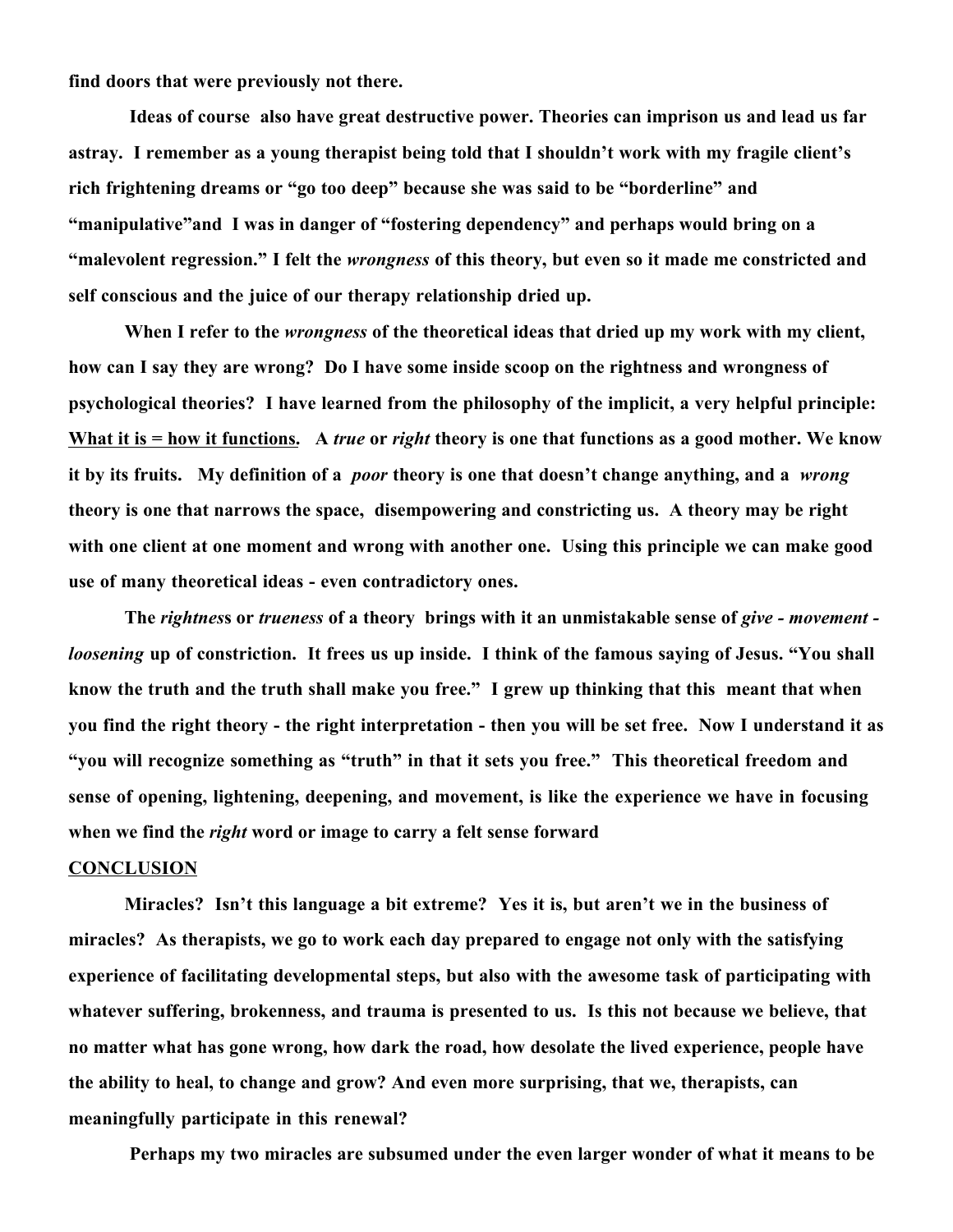**find doors that were previously not there.**

**Ideas of course also have great destructive power. Theories can imprison us and lead us far astray. I remember as a young therapist being told that I shouldn't work with my fragile client's rich frightening dreams or "go too deep" because she was said to be "borderline" and "manipulative"and I was in danger of "fostering dependency" and perhaps would bring on a "malevolent regression." I felt the *wrongness* of this theory, but even so it made me constricted and self conscious and the juice of our therapy relationship dried up.**

**When I refer to the *wrongness* of the theoretical ideas that dried up my work with my client, how can I say they are wrong? Do I have some inside scoop on the rightness and wrongness of psychological theories? I have learned from the philosophy of the implicit, a very helpful principle: <u>What it is = how it functions.</u> A *true* or *right* theory is one that functions as a good mother. We know it by its fruits. My definition of a *poor* theory is one that doesn't change anything, and a *wrong* theory is one that narrows the space, disempowering and constricting us. A theory may be right with one client at one moment and wrong with another one. Using this principle we can make good use of many theoretical ideas - even contradictory ones.**

**The *rightnes*s or *trueness* of a theory brings with it an unmistakable sense of *give - movement - loosening* up of constriction. It frees us up inside. I think of the famous saying of Jesus. "You shall know the truth and the truth shall make you free." I grew up thinking that this meant that when you find the right theory - the right interpretation - then you will be set free. Now I understand it as "you will recognize something as "truth" in that it sets you free." This theoretical freedom and sense of opening, lightening, deepening, and movement, is like the experience we have in focusing when we find the *right* word or image to carry a felt sense forward**

## <u>CONCLUSION</u>

**Miracles? Isn't this language a bit extreme? Yes it is, but aren't we in the business of miracles? As therapists, we go to work each day prepared to engage not only with the satisfying experience of facilitating developmental steps, but also with the awesome task of participating with whatever suffering, brokenness, and trauma is presented to us. Is this not because we believe, that no matter what has gone wrong, how dark the road, how desolate the lived experience, people have the ability to heal, to change and grow? And even more surprising, that we, therapists, can meaningfully participate in this renewal?**

**Perhaps my two miracles are subsumed under the even larger wonder of what it means to be**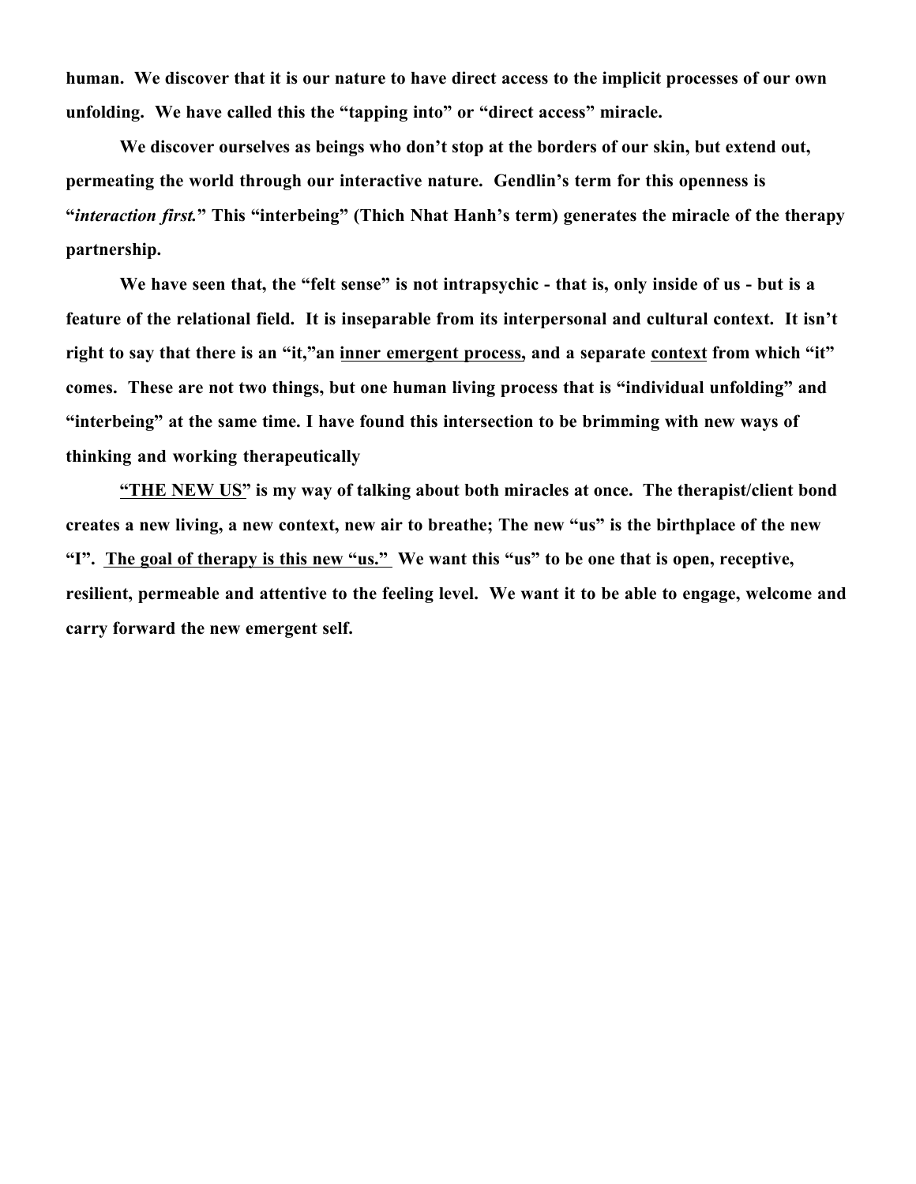**human. We discover that it is our nature to have direct access to the implicit processes of our own unfolding. We have called this the "tapping into" or "direct access" miracle.**

**We discover ourselves as beings who don't stop at the borders of our skin, but extend out, permeating the world through our interactive nature. Gendlin's term for this openness is "*interaction first.*" This "interbeing" (Thich Nhat Hanh's term) generates the miracle of the therapy partnership.**

**We have seen that, the "felt sense" is not intrapsychic - that is, only inside of us - but is a feature of the relational field. It is inseparable from its interpersonal and cultural context. It isn't right to say that there is an "it,"an <u>inner emergent process</u>, and a separate <u>context</u> from which "it" comes. These are not two things, but one human living process that is "individual unfolding" and "interbeing" at the same time. I have found this intersection to be brimming with new ways of thinking and working therapeutically**

**<u>"THE NEW US</u>" is my way of talking about both miracles at once. The therapist/client bond creates a new living, a new context, new air to breathe; The new "us" is the birthplace of the new "I". <u>The goal of therapy is this new "us."</u> We want this "us" to be one that is open, receptive, resilient, permeable and attentive to the feeling level. We want it to be able to engage, welcome and carry forward the new emergent self.**